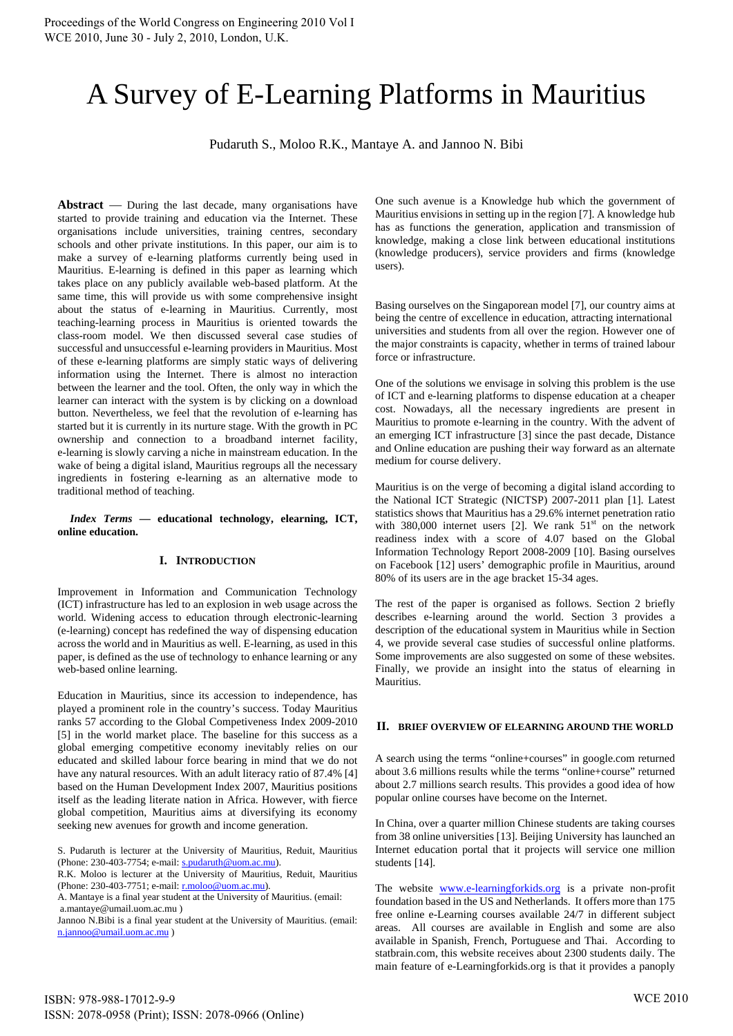# A Survey of E-Learning Platforms in Mauritius

Pudaruth S., Moloo R.K., Mantaye A. and Jannoo N. Bibi

**Abstract** — During the last decade, many organisations have started to provide training and education via the Internet. These organisations include universities, training centres, secondary schools and other private institutions. In this paper, our aim is to make a survey of e-learning platforms currently being used in Mauritius. E-learning is defined in this paper as learning which takes place on any publicly available web-based platform. At the same time, this will provide us with some comprehensive insight about the status of e-learning in Mauritius. Currently, most teaching-learning process in Mauritius is oriented towards the class-room model. We then discussed several case studies of successful and unsuccessful e-learning providers in Mauritius. Most of these e-learning platforms are simply static ways of delivering information using the Internet. There is almost no interaction between the learner and the tool. Often, the only way in which the learner can interact with the system is by clicking on a download button. Nevertheless, we feel that the revolution of e-learning has started but it is currently in its nurture stage. With the growth in PC ownership and connection to a broadband internet facility, e-learning is slowly carving a niche in mainstream education. In the wake of being a digital island, Mauritius regroups all the necessary ingredients in fostering e-learning as an alternative mode to traditional method of teaching.

***Index Terms*** **— educational technology, elearning, ICT, online education.**

## I. Introduction

Improvement in Information and Communication Technology (ICT) infrastructure has led to an explosion in web usage across the world. Widening access to education through electronic-learning (e-learning) concept has redefined the way of dispensing education across the world and in Mauritius as well. E-learning, as used in this paper, is defined as the use of technology to enhance learning or any web-based online learning.

Education in Mauritius, since its accession to independence, has played a prominent role in the country's success. Today Mauritius ranks 57 according to the Global Competiveness Index 2009-2010 [5] in the world market place. The baseline for this success as a global emerging competitive economy inevitably relies on our educated and skilled labour force bearing in mind that we do not have any natural resources. With an adult literacy ratio of 87.4% [4] based on the Human Development Index 2007, Mauritius positions itself as the leading literate nation in Africa. However, with fierce global competition, Mauritius aims at diversifying its economy seeking new avenues for growth and income generation.

S. Pudaruth is lecturer at the University of Mauritius, Reduit, Mauritius (Phone: 230-403-7754; e-mail: s.pudaruth@uom.ac.mu).

R.K. Moloo is lecturer at the University of Mauritius, Reduit, Mauritius (Phone: 230-403-7751; e-mail: r.moloo@uom.ac.mu).

A. Mantaye is a final year student at the University of Mauritius. (email: a.mantaye@umail.uom.ac.mu )

Jannoo N.Bibi is a final year student at the University of Mauritius. (email: n.jannoo@umail.uom.ac.mu )

One such avenue is a Knowledge hub which the government of Mauritius envisions in setting up in the region [7]. A knowledge hub has as functions the generation, application and transmission of knowledge, making a close link between educational institutions (knowledge producers), service providers and firms (knowledge users).

Basing ourselves on the Singaporean model [7], our country aims at being the centre of excellence in education, attracting international universities and students from all over the region. However one of the major constraints is capacity, whether in terms of trained labour force or infrastructure.

One of the solutions we envisage in solving this problem is the use of ICT and e-learning platforms to dispense education at a cheaper cost. Nowadays, all the necessary ingredients are present in Mauritius to promote e-learning in the country. With the advent of an emerging ICT infrastructure [3] since the past decade, Distance and Online education are pushing their way forward as an alternate medium for course delivery.

Mauritius is on the verge of becoming a digital island according to the National ICT Strategic (NICTSP) 2007-2011 plan [1]. Latest statistics shows that Mauritius has a 29.6% internet penetration ratio with 380,000 internet users [2]. We rank 51st on the network readiness index with a score of 4.07 based on the Global Information Technology Report 2008-2009 [10]. Basing ourselves on Facebook [12] users' demographic profile in Mauritius, around 80% of its users are in the age bracket 15-34 ages.

The rest of the paper is organised as follows. Section 2 briefly describes e-learning around the world. Section 3 provides a description of the educational system in Mauritius while in Section 4, we provide several case studies of successful online platforms. Some improvements are also suggested on some of these websites. Finally, we provide an insight into the status of elearning in Mauritius.

## II. Brief Overview of Elearning Around the World

A search using the terms "online+courses" in google.com returned about 3.6 millions results while the terms "online+course" returned about 2.7 millions search results. This provides a good idea of how popular online courses have become on the Internet.

In China, over a quarter million Chinese students are taking courses from 38 online universities [13]. Beijing University has launched an Internet education portal that it projects will service one million students [14].

The website www.e-learningforkids.org is a private non-profit foundation based in the US and Netherlands. It offers more than 175 free online e-Learning courses available 24/7 in different subject areas. All courses are available in English and some are also available in Spanish, French, Portuguese and Thai. According to statbrain.com, this website receives about 2300 students daily. The main feature of e-Learningforkids.org is that it provides a panoply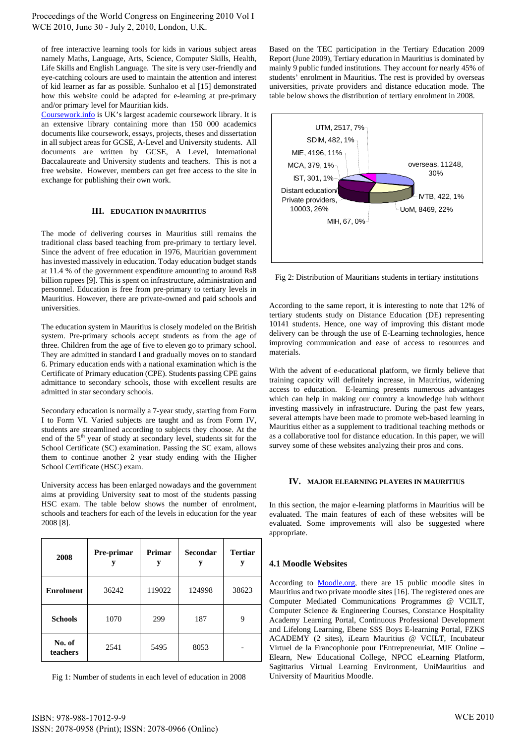of free interactive learning tools for kids in various subject areas namely Maths, Language, Arts, Science, Computer Skills, Health, Life Skills and English Language. The site is very user-friendly and eye-catching colours are used to maintain the attention and interest of kid learner as far as possible. Sunhaloo et al [15] demonstrated how this website could be adapted for e-learning at pre-primary and/or primary level for Mauritian kids.

Coursework.info is UK's largest academic coursework library. It is an extensive library containing more than 150 000 academics documents like coursework, essays, projects, theses and dissertation in all subject areas for GCSE, A-Level and University students. All documents are written by GCSE, A Level, International Baccalaureate and University students and teachers. This is not a free website. However, members can get free access to the site in exchange for publishing their own work.

## III. EDUCATION IN MAURITIUS

The mode of delivering courses in Mauritius still remains the traditional class based teaching from pre-primary to tertiary level. Since the advent of free education in 1976, Mauritian government has invested massively in education. Today education budget stands at 11.4 % of the government expenditure amounting to around Rs8 billion rupees [9]. This is spent on infrastructure, administration and personnel. Education is free from pre-primary to tertiary levels in Mauritius. However, there are private-owned and paid schools and universities.

The education system in Mauritius is closely modeled on the British system. Pre-primary schools accept students as from the age of three. Children from the age of five to eleven go to primary school. They are admitted in standard I and gradually moves on to standard 6. Primary education ends with a national examination which is the Certificate of Primary education (CPE). Students passing CPE gains admittance to secondary schools, those with excellent results are admitted in star secondary schools.

Secondary education is normally a 7-year study, starting from Form I to Form VI. Varied subjects are taught and as from Form IV, students are streamlined according to subjects they choose. At the end of the 5th year of study at secondary level, students sit for the School Certificate (SC) examination. Passing the SC exam, allows them to continue another 2 year study ending with the Higher School Certificate (HSC) exam.

University access has been enlarged nowadays and the government aims at providing University seat to most of the students passing HSC exam. The table below shows the number of enrolment, schools and teachers for each of the levels in education for the year 2008 [8].

| 2008 | Pre-primary | Primary | Secondary | Tertiary |
|---|---|---|---|---|
| **Enrolment** | 36242 | 119022 | 124998 | 38623 |
| **Schools** | 1070 | 299 | 187 | 9 |
| **No. of teachers** | 2541 | 5495 | 8053 | - |

Fig 1: Number of students in each level of education in 2008

Based on the TEC participation in the Tertiary Education 2009 Report (June 2009), Tertiary education in Mauritius is dominated by mainly 9 public funded institutions. They account for nearly 45% of students' enrolment in Mauritius. The rest is provided by overseas universities, private providers and distance education mode. The table below shows the distribution of tertiary enrolment in 2008.

Fig 2: Distribution of Mauritians students in tertiary institutions

According to the same report, it is interesting to note that 12% of tertiary students study on Distance Education (DE) representing 10141 students. Hence, one way of improving this distant mode delivery can be through the use of E-Learning technologies, hence improving communication and ease of access to resources and materials.

With the advent of e-educational platform, we firmly believe that training capacity will definitely increase, in Mauritius, widening access to education. E-learning presents numerous advantages which can help in making our country a knowledge hub without investing massively in infrastructure. During the past few years, several attempts have been made to promote web-based learning in Mauritius either as a supplement to traditional teaching methods or as a collaborative tool for distance education. In this paper, we will survey some of these websites analyzing their pros and cons.

## IV. MAJOR ELEARNING PLAYERS IN MAURITIUS

In this section, the major e-learning platforms in Mauritius will be evaluated. The main features of each of these websites will be evaluated. Some improvements will also be suggested where appropriate.

### 4.1 Moodle Websites

According to Moodle.org, there are 15 public moodle sites in Mauritius and two private moodle sites [16]. The registered ones are Computer Mediated Communications Programmes @ VCILT, Computer Science & Engineering Courses, Constance Hospitality Academy Learning Portal, Continuous Professional Development and Lifelong Learning, Ebene SSS Boys E-learning Portal, FZKS ACADEMY (2 sites), iLearn Mauritius @ VCILT, Incubateur Virtuel de la Francophonie pour l'Entrepreneuriat, MIE Online – Elearn, New Educational College, NPCC eLearning Platform, Sagittarius Virtual Learning Environment, UniMauritius and University of Mauritius Moodle.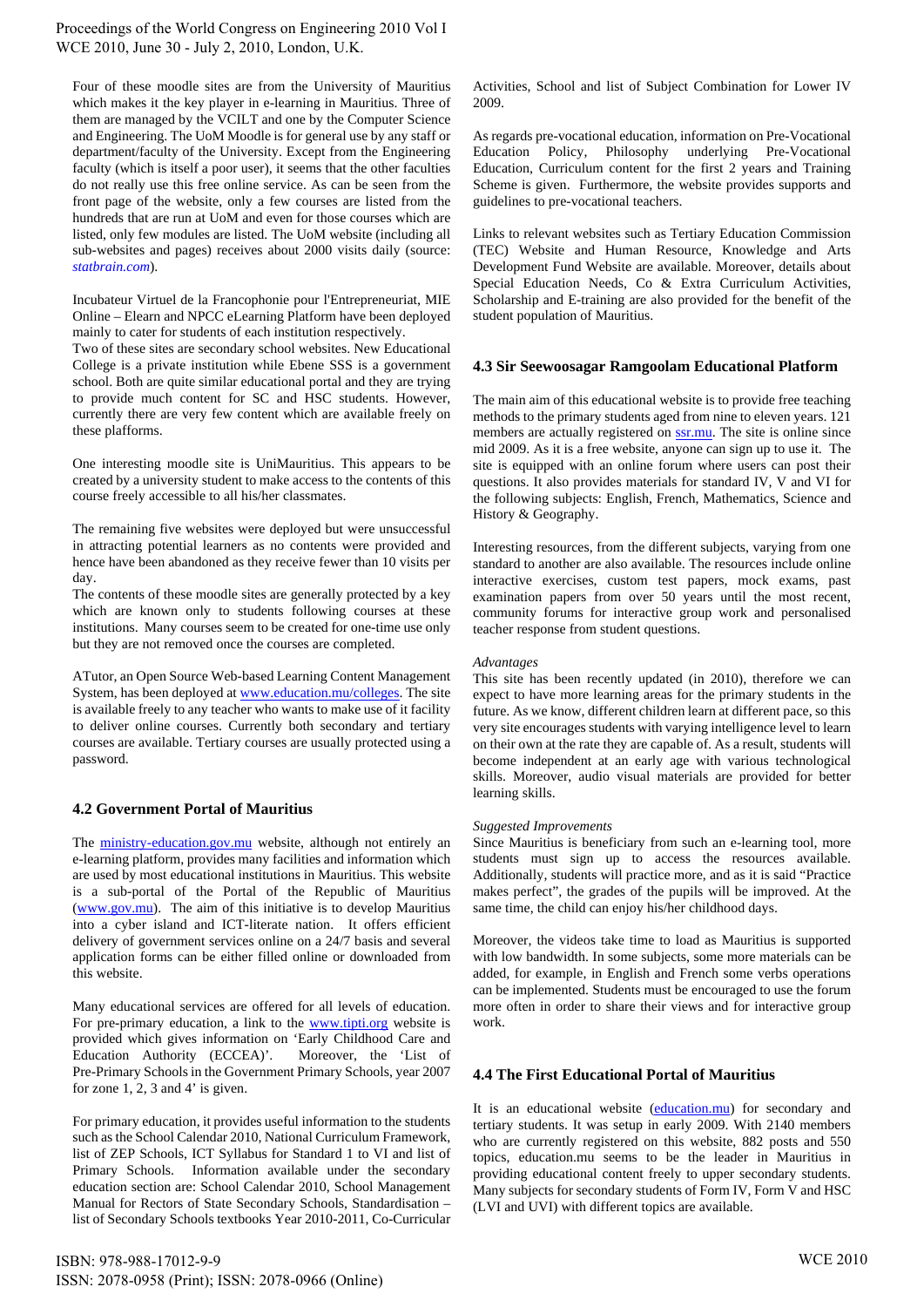Four of these moodle sites are from the University of Mauritius which makes it the key player in e-learning in Mauritius. Three of them are managed by the VCILT and one by the Computer Science and Engineering. The UoM Moodle is for general use by any staff or department/faculty of the University. Except from the Engineering faculty (which is itself a poor user), it seems that the other faculties do not really use this free online service. As can be seen from the front page of the website, only a few courses are listed from the hundreds that are run at UoM and even for those courses which are listed, only few modules are listed. The UoM website (including all sub-websites and pages) receives about 2000 visits daily (source: *statbrain.com*).

Incubateur Virtuel de la Francophonie pour l'Entrepreneuriat, MIE Online – Elearn and NPCC eLearning Platform have been deployed mainly to cater for students of each institution respectively.
Two of these sites are secondary school websites. New Educational College is a private institution while Ebene SSS is a government school. Both are quite similar educational portal and they are trying to provide much content for SC and HSC students. However, currently there are very few content which are available freely on these plafforms.

One interesting moodle site is UniMauritius. This appears to be created by a university student to make access to the contents of this course freely accessible to all his/her classmates.

The remaining five websites were deployed but were unsuccessful in attracting potential learners as no contents were provided and hence have been abandoned as they receive fewer than 10 visits per day.
The contents of these moodle sites are generally protected by a key which are known only to students following courses at these institutions. Many courses seem to be created for one-time use only but they are not removed once the courses are completed.

ATutor, an Open Source Web-based Learning Content Management System, has been deployed at www.education.mu/colleges. The site is available freely to any teacher who wants to make use of it facility to deliver online courses. Currently both secondary and tertiary courses are available. Tertiary courses are usually protected using a password.

### 4.2 Government Portal of Mauritius

The ministry-education.gov.mu website, although not entirely an e-learning platform, provides many facilities and information which are used by most educational institutions in Mauritius. This website is a sub-portal of the Portal of the Republic of Mauritius (www.gov.mu). The aim of this initiative is to develop Mauritius into a cyber island and ICT-literate nation. It offers efficient delivery of government services online on a 24/7 basis and several application forms can be either filled online or downloaded from this website.

Many educational services are offered for all levels of education. For pre-primary education, a link to the www.tipti.org website is provided which gives information on 'Early Childhood Care and Education Authority (ECCEA)'. Moreover, the 'List of Pre-Primary Schools in the Government Primary Schools, year 2007 for zone 1, 2, 3 and 4' is given.

For primary education, it provides useful information to the students such as the School Calendar 2010, National Curriculum Framework, list of ZEP Schools, ICT Syllabus for Standard 1 to VI and list of Primary Schools. Information available under the secondary education section are: School Calendar 2010, School Management Manual for Rectors of State Secondary Schools, Standardisation – list of Secondary Schools textbooks Year 2010-2011, Co-Curricular Activities, School and list of Subject Combination for Lower IV 2009.

As regards pre-vocational education, information on Pre-Vocational Education Policy, Philosophy underlying Pre-Vocational Education, Curriculum content for the first 2 years and Training Scheme is given. Furthermore, the website provides supports and guidelines to pre-vocational teachers.

Links to relevant websites such as Tertiary Education Commission (TEC) Website and Human Resource, Knowledge and Arts Development Fund Website are available. Moreover, details about Special Education Needs, Co & Extra Curriculum Activities, Scholarship and E-training are also provided for the benefit of the student population of Mauritius.

### 4.3 Sir Seewoosagar Ramgoolam Educational Platform

The main aim of this educational website is to provide free teaching methods to the primary students aged from nine to eleven years. 121 members are actually registered on ssr.mu. The site is online since mid 2009. As it is a free website, anyone can sign up to use it. The site is equipped with an online forum where users can post their questions. It also provides materials for standard IV, V and VI for the following subjects: English, French, Mathematics, Science and History & Geography.

Interesting resources, from the different subjects, varying from one standard to another are also available. The resources include online interactive exercises, custom test papers, mock exams, past examination papers from over 50 years until the most recent, community forums for interactive group work and personalised teacher response from student questions.

*Advantages*
This site has been recently updated (in 2010), therefore we can expect to have more learning areas for the primary students in the future. As we know, different children learn at different pace, so this very site encourages students with varying intelligence level to learn on their own at the rate they are capable of. As a result, students will become independent at an early age with various technological skills. Moreover, audio visual materials are provided for better learning skills.

*Suggested Improvements*
Since Mauritius is beneficiary from such an e-learning tool, more students must sign up to access the resources available. Additionally, students will practice more, and as it is said "Practice makes perfect", the grades of the pupils will be improved. At the same time, the child can enjoy his/her childhood days.

Moreover, the videos take time to load as Mauritius is supported with low bandwidth. In some subjects, some more materials can be added, for example, in English and French some verbs operations can be implemented. Students must be encouraged to use the forum more often in order to share their views and for interactive group work.

### 4.4 The First Educational Portal of Mauritius

It is an educational website (education.mu) for secondary and tertiary students. It was setup in early 2009. With 2140 members who are currently registered on this website, 882 posts and 550 topics, education.mu seems to be the leader in Mauritius in providing educational content freely to upper secondary students. Many subjects for secondary students of Form IV, Form V and HSC (LVI and UVI) with different topics are available.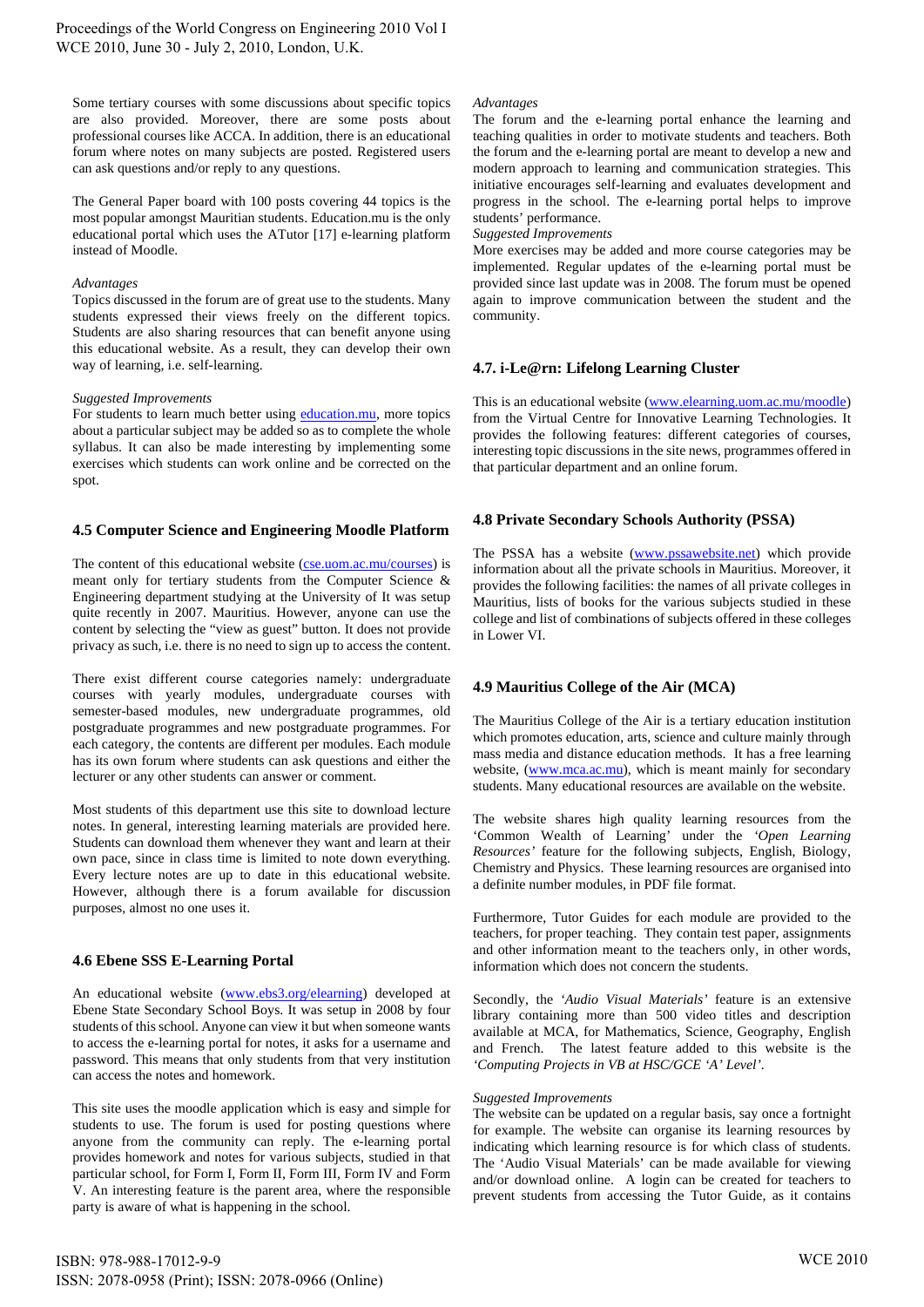Some tertiary courses with some discussions about specific topics are also provided. Moreover, there are some posts about professional courses like ACCA. In addition, there is an educational forum where notes on many subjects are posted. Registered users can ask questions and/or reply to any questions.

The General Paper board with 100 posts covering 44 topics is the most popular amongst Mauritian students. Education.mu is the only educational portal which uses the ATutor [17] e-learning platform instead of Moodle.

*Advantages*
Topics discussed in the forum are of great use to the students. Many students expressed their views freely on the different topics. Students are also sharing resources that can benefit anyone using this educational website. As a result, they can develop their own way of learning, i.e. self-learning.

*Suggested Improvements*
For students to learn much better using education.mu, more topics about a particular subject may be added so as to complete the whole syllabus. It can also be made interesting by implementing some exercises which students can work online and be corrected on the spot.

### 4.5 Computer Science and Engineering Moodle Platform

The content of this educational website (cse.uom.ac.mu/courses) is meant only for tertiary students from the Computer Science & Engineering department studying at the University of It was setup quite recently in 2007. Mauritius. However, anyone can use the content by selecting the "view as guest" button. It does not provide privacy as such, i.e. there is no need to sign up to access the content.

There exist different course categories namely: undergraduate courses with yearly modules, undergraduate courses with semester-based modules, new undergraduate programmes, old postgraduate programmes and new postgraduate programmes. For each category, the contents are different per modules. Each module has its own forum where students can ask questions and either the lecturer or any other students can answer or comment.

Most students of this department use this site to download lecture notes. In general, interesting learning materials are provided here. Students can download them whenever they want and learn at their own pace, since in class time is limited to note down everything. Every lecture notes are up to date in this educational website. However, although there is a forum available for discussion purposes, almost no one uses it.

### 4.6 Ebene SSS E-Learning Portal

An educational website (www.ebs3.org/elearning) developed at Ebene State Secondary School Boys. It was setup in 2008 by four students of this school. Anyone can view it but when someone wants to access the e-learning portal for notes, it asks for a username and password. This means that only students from that very institution can access the notes and homework.

This site uses the moodle application which is easy and simple for students to use. The forum is used for posting questions where anyone from the community can reply. The e-learning portal provides homework and notes for various subjects, studied in that particular school, for Form I, Form II, Form III, Form IV and Form V. An interesting feature is the parent area, where the responsible party is aware of what is happening in the school.

*Advantages*
The forum and the e-learning portal enhance the learning and teaching qualities in order to motivate students and teachers. Both the forum and the e-learning portal are meant to develop a new and modern approach to learning and communication strategies. This initiative encourages self-learning and evaluates development and progress in the school. The e-learning portal helps to improve students' performance.

*Suggested Improvements*
More exercises may be added and more course categories may be implemented. Regular updates of the e-learning portal must be provided since last update was in 2008. The forum must be opened again to improve communication between the student and the community.

### 4.7. i-Le@rn: Lifelong Learning Cluster

This is an educational website (www.elearning.uom.ac.mu/moodle) from the Virtual Centre for Innovative Learning Technologies. It provides the following features: different categories of courses, interesting topic discussions in the site news, programmes offered in that particular department and an online forum.

### 4.8 Private Secondary Schools Authority (PSSA)

The PSSA has a website (www.pssawebsite.net) which provide information about all the private schools in Mauritius. Moreover, it provides the following facilities: the names of all private colleges in Mauritius, lists of books for the various subjects studied in these college and list of combinations of subjects offered in these colleges in Lower VI.

### 4.9 Mauritius College of the Air (MCA)

The Mauritius College of the Air is a tertiary education institution which promotes education, arts, science and culture mainly through mass media and distance education methods. It has a free learning website, (www.mca.ac.mu), which is meant mainly for secondary students. Many educational resources are available on the website.

The website shares high quality learning resources from the 'Common Wealth of Learning' under the *'Open Learning Resources'* feature for the following subjects, English, Biology, Chemistry and Physics. These learning resources are organised into a definite number modules, in PDF file format.

Furthermore, Tutor Guides for each module are provided to the teachers, for proper teaching. They contain test paper, assignments and other information meant to the teachers only, in other words, information which does not concern the students.

Secondly, the *'Audio Visual Materials'* feature is an extensive library containing more than 500 video titles and description available at MCA, for Mathematics, Science, Geography, English and French. The latest feature added to this website is the *'Computing Projects in VB at HSC/GCE 'A' Level'*.

*Suggested Improvements*
The website can be updated on a regular basis, say once a fortnight for example. The website can organise its learning resources by indicating which learning resource is for which class of students. The 'Audio Visual Materials' can be made available for viewing and/or download online. A login can be created for teachers to prevent students from accessing the Tutor Guide, as it contains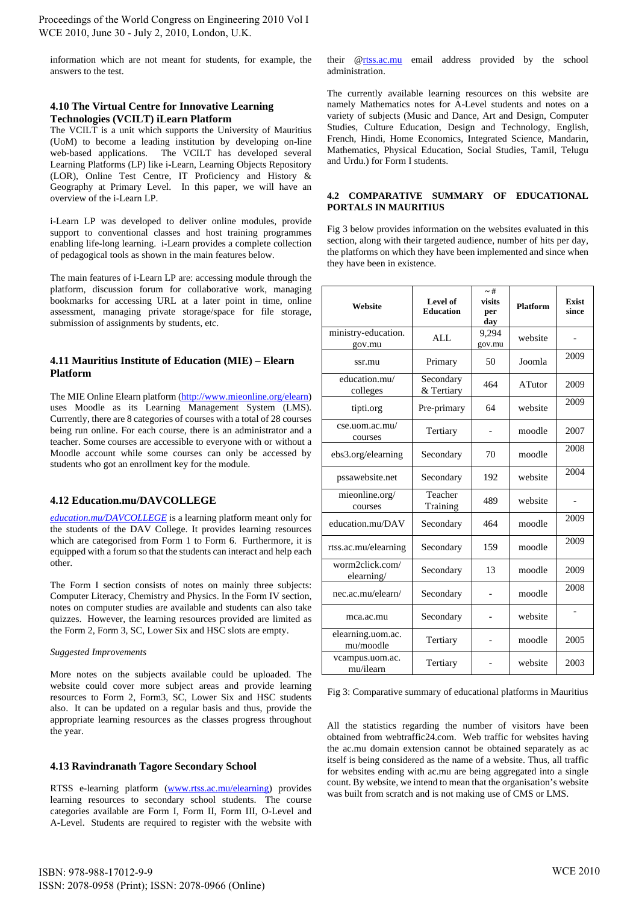information which are not meant for students, for example, the answers to the test.

### 4.10 The Virtual Centre for Innovative Learning Technologies (VCILT) iLearn Platform

The VCILT is a unit which supports the University of Mauritius (UoM) to become a leading institution by developing on-line web-based applications. The VCILT has developed several Learning Platforms (LP) like i-Learn, Learning Objects Repository (LOR), Online Test Centre, IT Proficiency and History & Geography at Primary Level. In this paper, we will have an overview of the i-Learn LP.

i-Learn LP was developed to deliver online modules, provide support to conventional classes and host training programmes enabling life-long learning. i-Learn provides a complete collection of pedagogical tools as shown in the main features below.

The main features of i-Learn LP are: accessing module through the platform, discussion forum for collaborative work, managing bookmarks for accessing URL at a later point in time, online assessment, managing private storage/space for file storage, submission of assignments by students, etc.

### 4.11 Mauritius Institute of Education (MIE) – Elearn Platform

The MIE Online Elearn platform (http://www.mieonline.org/elearn) uses Moodle as its Learning Management System (LMS). Currently, there are 8 categories of courses with a total of 28 courses being run online. For each course, there is an administrator and a teacher. Some courses are accessible to everyone with or without a Moodle account while some courses can only be accessed by students who got an enrollment key for the module.

### 4.12 Education.mu/DAVCOLLEGE

*education.mu/DAVCOLLEGE* is a learning platform meant only for the students of the DAV College. It provides learning resources which are categorised from Form 1 to Form 6. Furthermore, it is equipped with a forum so that the students can interact and help each other.

The Form I section consists of notes on mainly three subjects: Computer Literacy, Chemistry and Physics. In the Form IV section, notes on computer studies are available and students can also take quizzes. However, the learning resources provided are limited as the Form 2, Form 3, SC, Lower Six and HSC slots are empty.

*Suggested Improvements*

More notes on the subjects available could be uploaded. The website could cover more subject areas and provide learning resources to Form 2, Form3, SC, Lower Six and HSC students also. It can be updated on a regular basis and thus, provide the appropriate learning resources as the classes progress throughout the year.

### 4.13 Ravindranath Tagore Secondary School

RTSS e-learning platform (www.rtss.ac.mu/elearning) provides learning resources to secondary school students. The course categories available are Form I, Form II, Form III, O-Level and A-Level. Students are required to register with the website with their @rtss.ac.mu email address provided by the school administration.

The currently available learning resources on this website are namely Mathematics notes for A-Level students and notes on a variety of subjects (Music and Dance, Art and Design, Computer Studies, Culture Education, Design and Technology, English, French, Hindi, Home Economics, Integrated Science, Mandarin, Mathematics, Physical Education, Social Studies, Tamil, Telugu and Urdu.) for Form I students.

### 4.2 COMPARATIVE SUMMARY OF EDUCATIONAL PORTALS IN MAURITIUS

Fig 3 below provides information on the websites evaluated in this section, along with their targeted audience, number of hits per day, the platforms on which they have been implemented and since when they have been in existence.

| Website | Level of Education | ~# visits per day | Platform | Exist since |
|---|---|---|---|---|
| ministry-education.gov.mu | ALL | 9,294 gov.mu | website | - |
| ssr.mu | Primary | 50 | Joomla | 2009 |
| education.mu/colleges | Secondary & Tertiary | 464 | ATutor | 2009 |
| tipti.org | Pre-primary | 64 | website | 2009 |
| cse.uom.ac.mu/courses | Tertiary | - | moodle | 2007 |
| ebs3.org/elearning | Secondary | 70 | moodle | 2008 |
| pssawebsite.net | Secondary | 192 | website | 2004 |
| mieonline.org/courses | Teacher Training | 489 | website | - |
| education.mu/DAV | Secondary | 464 | moodle | 2009 |
| rtss.ac.mu/elearning | Secondary | 159 | moodle | 2009 |
| worm2click.com/elearning/ | Secondary | 13 | moodle | 2009 |
| nec.ac.mu/elearn/ | Secondary | - | moodle | 2008 |
| mca.ac.mu | Secondary | - | website | - |
| elearning.uom.ac.mu/moodle | Tertiary | - | moodle | 2005 |
| vcampus.uom.ac.mu/ilearn | Tertiary | - | website | 2003 |

Fig 3: Comparative summary of educational platforms in Mauritius

All the statistics regarding the number of visitors have been obtained from webtraffic24.com. Web traffic for websites having the ac.mu domain extension cannot be obtained separately as ac itself is being considered as the name of a website. Thus, all traffic for websites ending with ac.mu are being aggregated into a single count. By website, we intend to mean that the organisation's website was built from scratch and is not making use of CMS or LMS.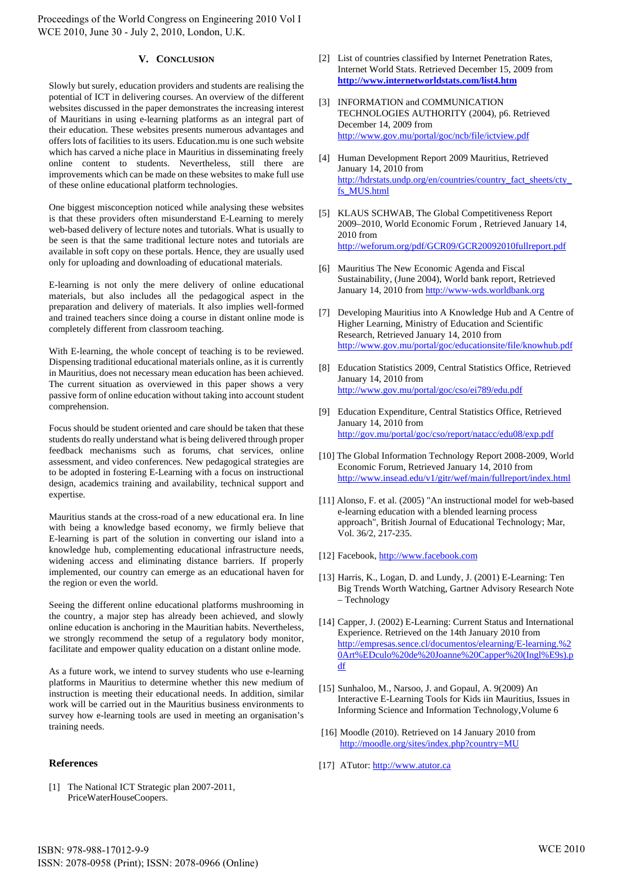## V. Conclusion

Slowly but surely, education providers and students are realising the potential of ICT in delivering courses. An overview of the different websites discussed in the paper demonstrates the increasing interest of Mauritians in using e-learning platforms as an integral part of their education. These websites presents numerous advantages and offers lots of facilities to its users. Education.mu is one such website which has carved a niche place in Mauritius in disseminating freely online content to students. Nevertheless, still there are improvements which can be made on these websites to make full use of these online educational platform technologies.

One biggest misconception noticed while analysing these websites is that these providers often misunderstand E-Learning to merely web-based delivery of lecture notes and tutorials. What is usually to be seen is that the same traditional lecture notes and tutorials are available in soft copy on these portals. Hence, they are usually used only for uploading and downloading of educational materials.

E-learning is not only the mere delivery of online educational materials, but also includes all the pedagogical aspect in the preparation and delivery of materials. It also implies well-formed and trained teachers since doing a course in distant online mode is completely different from classroom teaching.

With E-learning, the whole concept of teaching is to be reviewed. Dispensing traditional educational materials online, as it is currently in Mauritius, does not necessary mean education has been achieved. The current situation as overviewed in this paper shows a very passive form of online education without taking into account student comprehension.

Focus should be student oriented and care should be taken that these students do really understand what is being delivered through proper feedback mechanisms such as forums, chat services, online assessment, and video conferences. New pedagogical strategies are to be adopted in fostering E-Learning with a focus on instructional design, academics training and availability, technical support and expertise.

Mauritius stands at the cross-road of a new educational era. In line with being a knowledge based economy, we firmly believe that E-learning is part of the solution in converting our island into a knowledge hub, complementing educational infrastructure needs, widening access and eliminating distance barriers. If properly implemented, our country can emerge as an educational haven for the region or even the world.

Seeing the different online educational platforms mushrooming in the country, a major step has already been achieved, and slowly online education is anchoring in the Mauritian habits. Nevertheless, we strongly recommend the setup of a regulatory body monitor, facilitate and empower quality education on a distant online mode.

As a future work, we intend to survey students who use e-learning platforms in Mauritius to determine whether this new medium of instruction is meeting their educational needs. In addition, similar work will be carried out in the Mauritius business environments to survey how e-learning tools are used in meeting an organisation's training needs.

## References

[1] The National ICT Strategic plan 2007-2011, PriceWaterHouseCoopers.

[2] List of countries classified by Internet Penetration Rates, Internet World Stats. Retrieved December 15, 2009 from **http://www.internetworldstats.com/list4.htm**

[3] INFORMATION and COMMUNICATION TECHNOLOGIES AUTHORITY (2004), p6. Retrieved December 14, 2009 from http://www.gov.mu/portal/goc/ncb/file/ictview.pdf

[4] Human Development Report 2009 Mauritius, Retrieved January 14, 2010 from http://hdrstats.undp.org/en/countries/country_fact_sheets/cty_fs_MUS.html

[5] KLAUS SCHWAB, The Global Competitiveness Report 2009–2010, World Economic Forum , Retrieved January 14, 2010 from http://weforum.org/pdf/GCR09/GCR20092010fullreport.pdf

[6] Mauritius The New Economic Agenda and Fiscal Sustainability, (June 2004), World bank report, Retrieved January 14, 2010 from http://www-wds.worldbank.org

[7] Developing Mauritius into A Knowledge Hub and A Centre of Higher Learning, Ministry of Education and Scientific Research, Retrieved January 14, 2010 from http://www.gov.mu/portal/goc/educationsite/file/knowhub.pdf

[8] Education Statistics 2009, Central Statistics Office, Retrieved January 14, 2010 from http://www.gov.mu/portal/goc/cso/ei789/edu.pdf

[9] Education Expenditure, Central Statistics Office, Retrieved January 14, 2010 from http://gov.mu/portal/goc/cso/report/natacc/edu08/exp.pdf

[10] The Global Information Technology Report 2008-2009, World Economic Forum, Retrieved January 14, 2010 from http://www.insead.edu/v1/gitr/wef/main/fullreport/index.html

[11] Alonso, F. et al. (2005) "An instructional model for web-based e-learning education with a blended learning process approach", British Journal of Educational Technology; Mar, Vol. 36/2, 217-235.

[12] Facebook, http://www.facebook.com

[13] Harris, K., Logan, D. and Lundy, J. (2001) E-Learning: Ten Big Trends Worth Watching, Gartner Advisory Research Note – Technology

[14] Capper, J. (2002) E-Learning: Current Status and International Experience. Retrieved on the 14th January 2010 from http://empresas.sence.cl/documentos/elearning/E-learning.%20Art%EDculo%20de%20Joanne%20Capper%20(Ingl%E9s).pdf

[15] Sunhaloo, M., Narsoo, J. and Gopaul, A. 9(2009) An Interactive E-Learning Tools for Kids iin Mauritius, Issues in Informing Science and Information Technology,Volume 6

[16] Moodle (2010). Retrieved on 14 January 2010 from http://moodle.org/sites/index.php?country=MU

[17] ATutor: http://www.atutor.ca